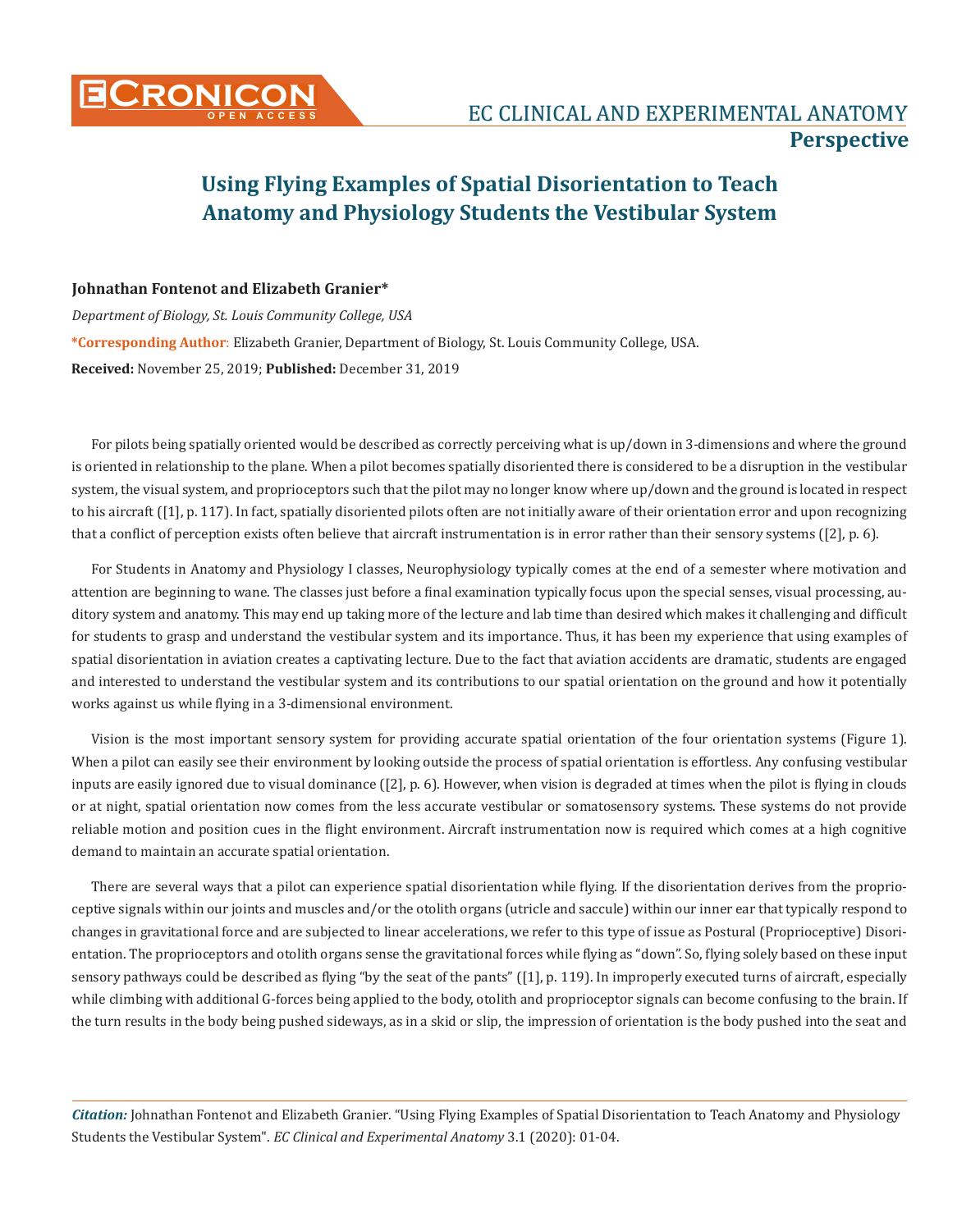# Using Flying Examples of Spatial Disorientation to Teach Anatomy and Physiology Students the Vestibular System

**Johnathan Fontenot and Elizabeth Granier***

*Department of Biology, St. Louis Community College, USA*

***Corresponding Author**: Elizabeth Granier, Department of Biology, St. Louis Community College, USA.

**Received:** November 25, 2019; **Published:** December 31, 2019

For pilots being spatially oriented would be described as correctly perceiving what is up/down in 3-dimensions and where the ground is oriented in relationship to the plane. When a pilot becomes spatially disoriented there is considered to be a disruption in the vestibular system, the visual system, and proprioceptors such that the pilot may no longer know where up/down and the ground is located in respect to his aircraft ([1], p. 117). In fact, spatially disoriented pilots often are not initially aware of their orientation error and upon recognizing that a conflict of perception exists often believe that aircraft instrumentation is in error rather than their sensory systems ([2], p. 6).

For Students in Anatomy and Physiology I classes, Neurophysiology typically comes at the end of a semester where motivation and attention are beginning to wane. The classes just before a final examination typically focus upon the special senses, visual processing, auditory system and anatomy. This may end up taking more of the lecture and lab time than desired which makes it challenging and difficult for students to grasp and understand the vestibular system and its importance. Thus, it has been my experience that using examples of spatial disorientation in aviation creates a captivating lecture. Due to the fact that aviation accidents are dramatic, students are engaged and interested to understand the vestibular system and its contributions to our spatial orientation on the ground and how it potentially works against us while flying in a 3-dimensional environment.

Vision is the most important sensory system for providing accurate spatial orientation of the four orientation systems (Figure 1). When a pilot can easily see their environment by looking outside the process of spatial orientation is effortless. Any confusing vestibular inputs are easily ignored due to visual dominance ([2], p. 6). However, when vision is degraded at times when the pilot is flying in clouds or at night, spatial orientation now comes from the less accurate vestibular or somatosensory systems. These systems do not provide reliable motion and position cues in the flight environment. Aircraft instrumentation now is required which comes at a high cognitive demand to maintain an accurate spatial orientation.

There are several ways that a pilot can experience spatial disorientation while flying. If the disorientation derives from the proprioceptive signals within our joints and muscles and/or the otolith organs (utricle and saccule) within our inner ear that typically respond to changes in gravitational force and are subjected to linear accelerations, we refer to this type of issue as Postural (Proprioceptive) Disorientation. The proprioceptors and otolith organs sense the gravitational forces while flying as "down". So, flying solely based on these input sensory pathways could be described as flying "by the seat of the pants" ([1], p. 119). In improperly executed turns of aircraft, especially while climbing with additional G-forces being applied to the body, otolith and proprioceptor signals can become confusing to the brain. If the turn results in the body being pushed sideways, as in a skid or slip, the impression of orientation is the body pushed into the seat and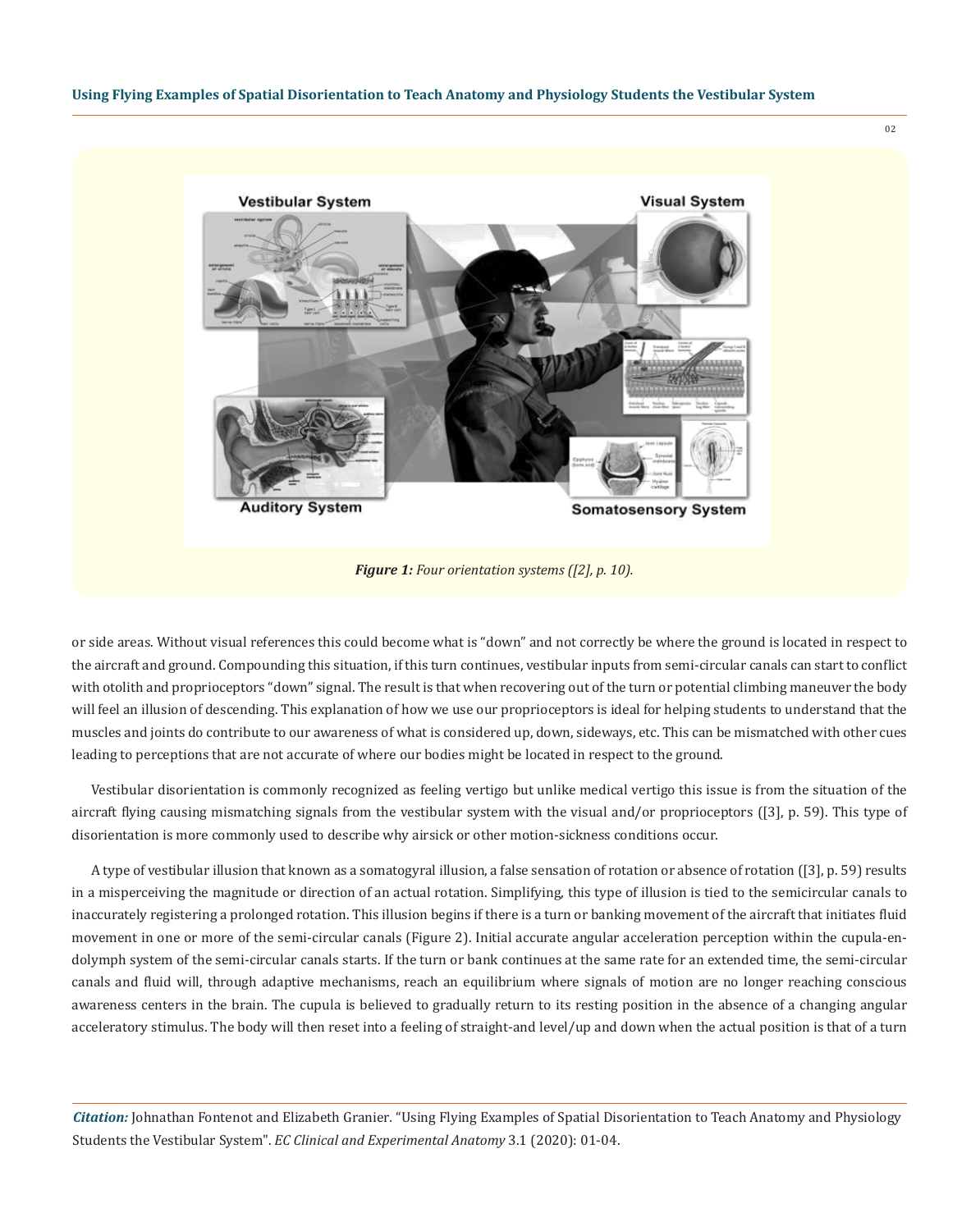*Figure 1: Four orientation systems ([2], p. 10).*

or side areas. Without visual references this could become what is "down" and not correctly be where the ground is located in respect to the aircraft and ground. Compounding this situation, if this turn continues, vestibular inputs from semi-circular canals can start to conflict with otolith and proprioceptors "down" signal. The result is that when recovering out of the turn or potential climbing maneuver the body will feel an illusion of descending. This explanation of how we use our proprioceptors is ideal for helping students to understand that the muscles and joints do contribute to our awareness of what is considered up, down, sideways, etc. This can be mismatched with other cues leading to perceptions that are not accurate of where our bodies might be located in respect to the ground.

Vestibular disorientation is commonly recognized as feeling vertigo but unlike medical vertigo this issue is from the situation of the aircraft flying causing mismatching signals from the vestibular system with the visual and/or proprioceptors ([3], p. 59). This type of disorientation is more commonly used to describe why airsick or other motion-sickness conditions occur.

A type of vestibular illusion that known as a somatogyral illusion, a false sensation of rotation or absence of rotation ([3], p. 59) results in a misperceiving the magnitude or direction of an actual rotation. Simplifying, this type of illusion is tied to the semicircular canals to inaccurately registering a prolonged rotation. This illusion begins if there is a turn or banking movement of the aircraft that initiates fluid movement in one or more of the semi-circular canals (Figure 2). Initial accurate angular acceleration perception within the cupula-endolymph system of the semi-circular canals starts. If the turn or bank continues at the same rate for an extended time, the semi-circular canals and fluid will, through adaptive mechanisms, reach an equilibrium where signals of motion are no longer reaching conscious awareness centers in the brain. The cupula is believed to gradually return to its resting position in the absence of a changing angular acceleratory stimulus. The body will then reset into a feeling of straight-and level/up and down when the actual position is that of a turn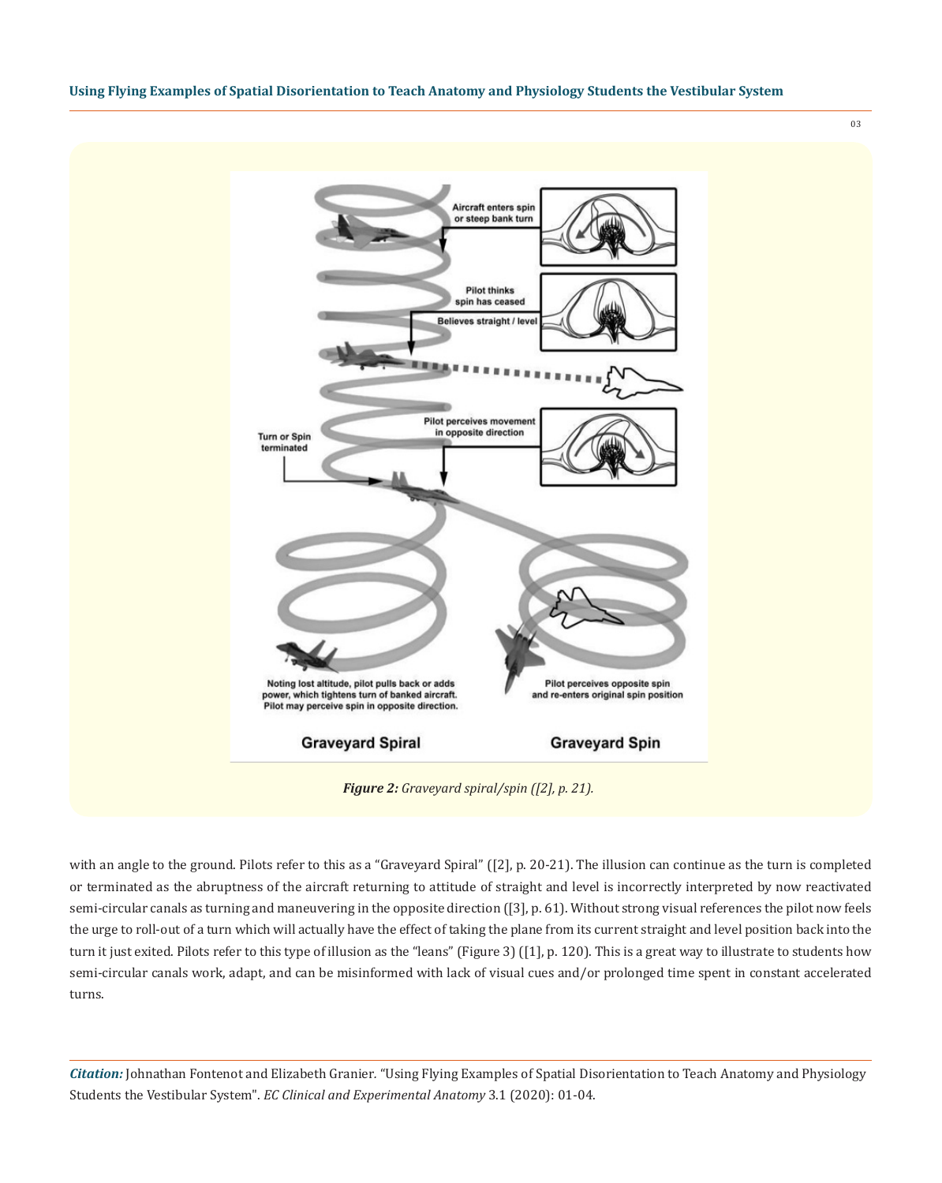*Figure 2: Graveyard spiral/spin ([2], p. 21).*

with an angle to the ground. Pilots refer to this as a "Graveyard Spiral" ([2], p. 20-21). The illusion can continue as the turn is completed or terminated as the abruptness of the aircraft returning to attitude of straight and level is incorrectly interpreted by now reactivated semi-circular canals as turning and maneuvering in the opposite direction ([3], p. 61). Without strong visual references the pilot now feels the urge to roll-out of a turn which will actually have the effect of taking the plane from its current straight and level position back into the turn it just exited. Pilots refer to this type of illusion as the "leans" (Figure 3) ([1], p. 120). This is a great way to illustrate to students how semi-circular canals work, adapt, and can be misinformed with lack of visual cues and/or prolonged time spent in constant accelerated turns.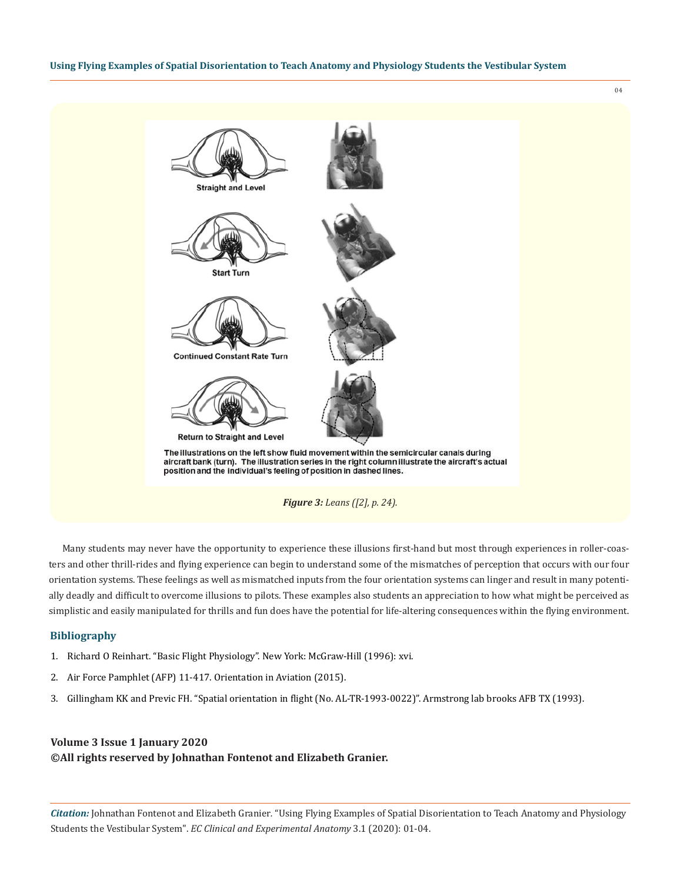Straight and Level

Start Turn

Continued Constant Rate Turn

Return to Straight and Level

The illustrations on the left show fluid movement within the semicircular canals during aircraft bank (turn). The illustration series in the right column illustrate the aircraft's actual position and the individual's feeling of position in dashed lines.

***Figure 3:*** *Leans ([2], p. 24).*

Many students may never have the opportunity to experience these illusions first-hand but most through experiences in roller-coasters and other thrill-rides and flying experience can begin to understand some of the mismatches of perception that occurs with our four orientation systems. These feelings as well as mismatched inputs from the four orientation systems can linger and result in many potentially deadly and difficult to overcome illusions to pilots. These examples also students an appreciation to how what might be perceived as simplistic and easily manipulated for thrills and fun does have the potential for life-altering consequences within the flying environment.

## Bibliography

1. Richard O Reinhart. "Basic Flight Physiology". New York: McGraw-Hill (1996): xvi.
2. Air Force Pamphlet (AFP) 11-417. Orientation in Aviation (2015).
3. Gillingham KK and Previc FH. "Spatial orientation in flight (No. AL-TR-1993-0022)". Armstrong lab brooks AFB TX (1993).

**Volume 3 Issue 1 January 2020**
**©All rights reserved by Johnathan Fontenot and Elizabeth Granier.**